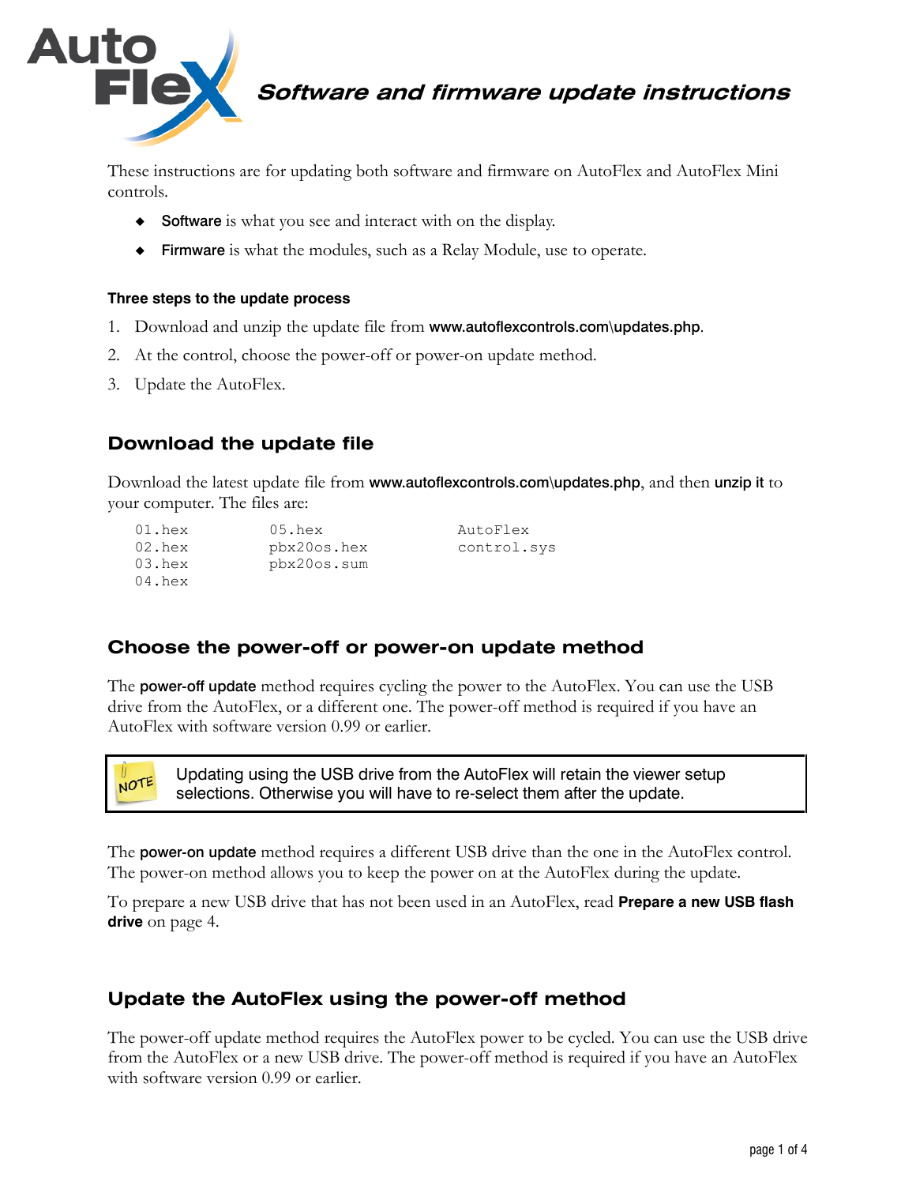# AutoFlex Software and firmware update instructions

These instructions are for updating both software and firmware on AutoFlex and AutoFlex Mini controls.

- **Software** is what you see and interact with on the display.
- **Firmware** is what the modules, such as a Relay Module, use to operate.

#### Three steps to the update process

1. Download and unzip the update file from **www.autoflexcontrols.com\updates.php**.
2. At the control, choose the power-off or power-on update method.
3. Update the AutoFlex.

## Download the update file

Download the latest update file from **www.autoflexcontrols.com\updates.php**, and then **unzip it** to your computer. The files are:

```
01.hex        05.hex          AutoFlex
02.hex        pbx20os.hex     control.sys
03.hex        pbx20os.sum
04.hex
```

## Choose the power-off or power-on update method

The **power-off update** method requires cycling the power to the AutoFlex. You can use the USB drive from the AutoFlex, or a different one. The power-off method is required if you have an AutoFlex with software version 0.99 or earlier.

> NOTE: Updating using the USB drive from the AutoFlex will retain the viewer setup selections. Otherwise you will have to re-select them after the update.

The **power-on update** method requires a different USB drive than the one in the AutoFlex control. The power-on method allows you to keep the power on at the AutoFlex during the update.

To prepare a new USB drive that has not been used in an AutoFlex, read **Prepare a new USB flash drive** on page 4.

## Update the AutoFlex using the power-off method

The power-off update method requires the AutoFlex power to be cycled. You can use the USB drive from the AutoFlex or a new USB drive. The power-off method is required if you have an AutoFlex with software version 0.99 or earlier.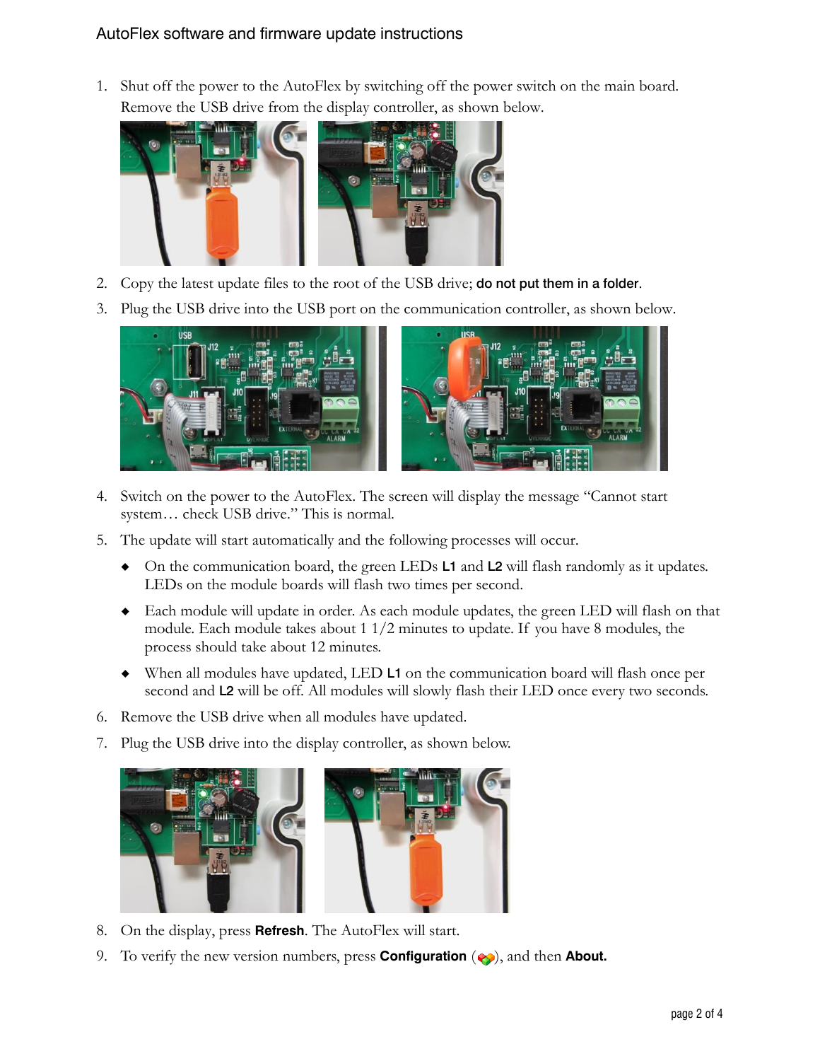AutoFlex software and firmware update instructions

1. Shut off the power to the AutoFlex by switching off the power switch on the main board. Remove the USB drive from the display controller, as shown below.

2. Copy the latest update files to the root of the USB drive; **do not put them in a folder**.

3. Plug the USB drive into the USB port on the communication controller, as shown below.

4. Switch on the power to the AutoFlex. The screen will display the message "Cannot start system… check USB drive." This is normal.

5. The update will start automatically and the following processes will occur.

   - On the communication board, the green LEDs **L1** and **L2** will flash randomly as it updates. LEDs on the module boards will flash two times per second.
   - Each module will update in order. As each module updates, the green LED will flash on that module. Each module takes about 1 1/2 minutes to update. If you have 8 modules, the process should take about 12 minutes.
   - When all modules have updated, LED **L1** on the communication board will flash once per second and **L2** will be off. All modules will slowly flash their LED once every two seconds.

6. Remove the USB drive when all modules have updated.

7. Plug the USB drive into the display controller, as shown below.

8. On the display, press **Refresh**. The AutoFlex will start.

9. To verify the new version numbers, press **Configuration** ( ), and then **About.**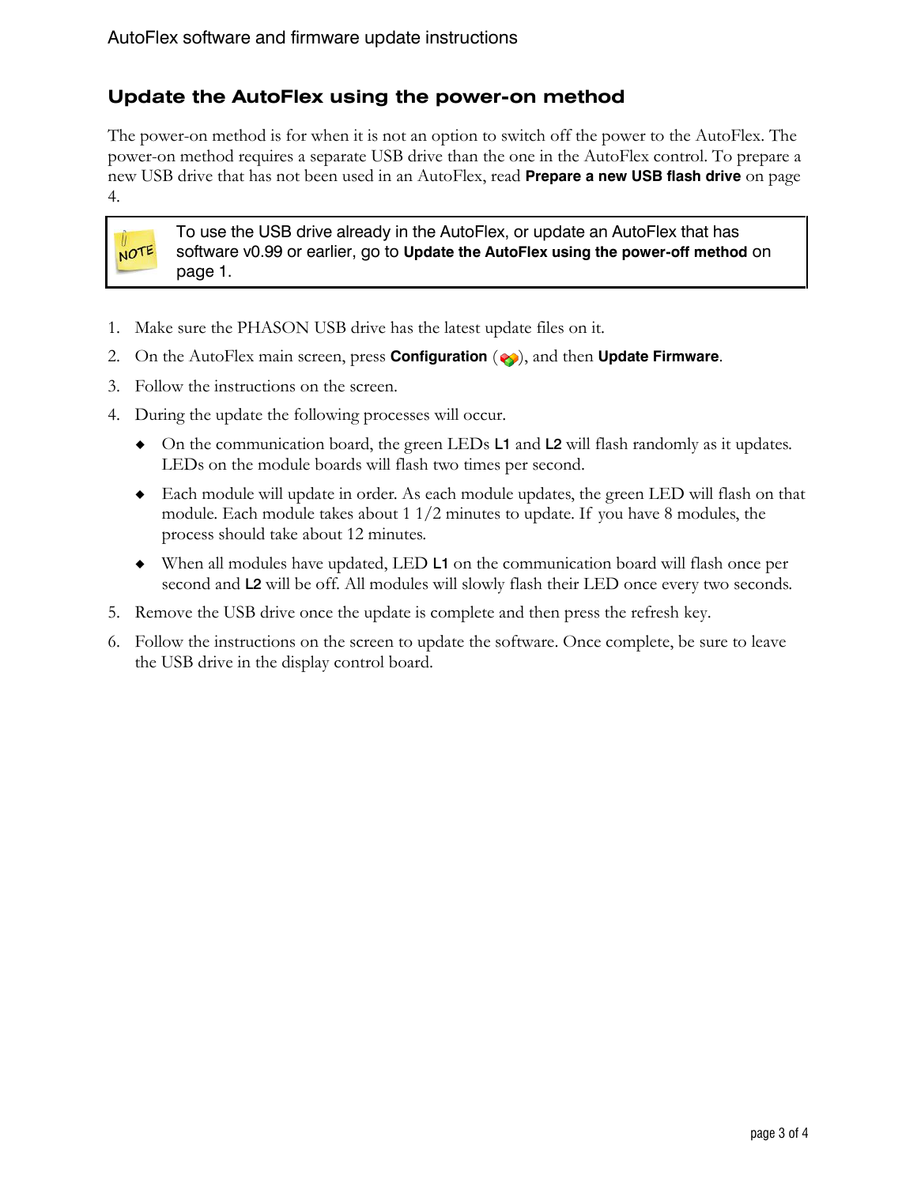## Update the AutoFlex using the power-on method

The power-on method is for when it is not an option to switch off the power to the AutoFlex. The power-on method requires a separate USB drive than the one in the AutoFlex control. To prepare a new USB drive that has not been used in an AutoFlex, read **Prepare a new USB flash drive** on page 4.

> NOTE: To use the USB drive already in the AutoFlex, or update an AutoFlex that has software v0.99 or earlier, go to **Update the AutoFlex using the power-off method** on page 1.

1. Make sure the PHASON USB drive has the latest update files on it.
2. On the AutoFlex main screen, press **Configuration** ( ), and then **Update Firmware**.
3. Follow the instructions on the screen.
4. During the update the following processes will occur.
   - On the communication board, the green LEDs **L1** and **L2** will flash randomly as it updates. LEDs on the module boards will flash two times per second.
   - Each module will update in order. As each module updates, the green LED will flash on that module. Each module takes about 1 1/2 minutes to update. If you have 8 modules, the process should take about 12 minutes.
   - When all modules have updated, LED **L1** on the communication board will flash once per second and **L2** will be off. All modules will slowly flash their LED once every two seconds.
5. Remove the USB drive once the update is complete and then press the refresh key.
6. Follow the instructions on the screen to update the software. Once complete, be sure to leave the USB drive in the display control board.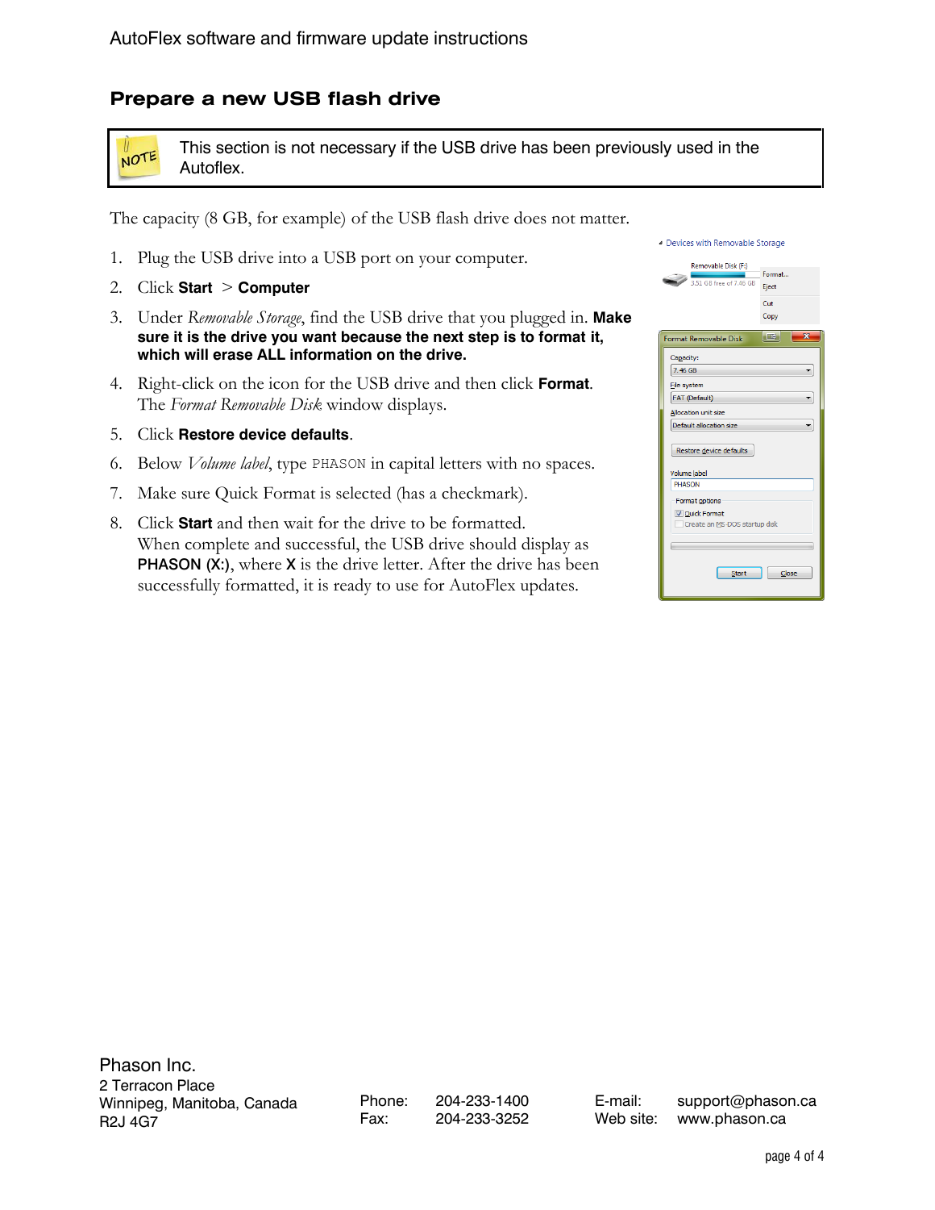## Prepare a new USB flash drive

> **NOTE:** This section is not necessary if the USB drive has been previously used in the Autoflex.

The capacity (8 GB, for example) of the USB flash drive does not matter.

1. Plug the USB drive into a USB port on your computer.
2. Click **Start** > **Computer**
3. Under *Removable Storage*, find the USB drive that you plugged in. **Make sure it is the drive you want because the next step is to format it, which will erase ALL information on the drive.**
4. Right-click on the icon for the USB drive and then click **Format**. The *Format Removable Disk* window displays.
5. Click **Restore device defaults**.
6. Below *Volume label*, type `PHASON` in capital letters with no spaces.
7. Make sure Quick Format is selected (has a checkmark).
8. Click **Start** and then wait for the drive to be formatted. When complete and successful, the USB drive should display as **PHASON (X:)**, where **X** is the drive letter. After the drive has been successfully formatted, it is ready to use for AutoFlex updates.

Phason Inc.
2 Terracon Place
Winnipeg, Manitoba, Canada
R2J 4G7

Phone: 204-233-1400
Fax: 204-233-3252

E-mail: support@phason.ca
Web site: www.phason.ca